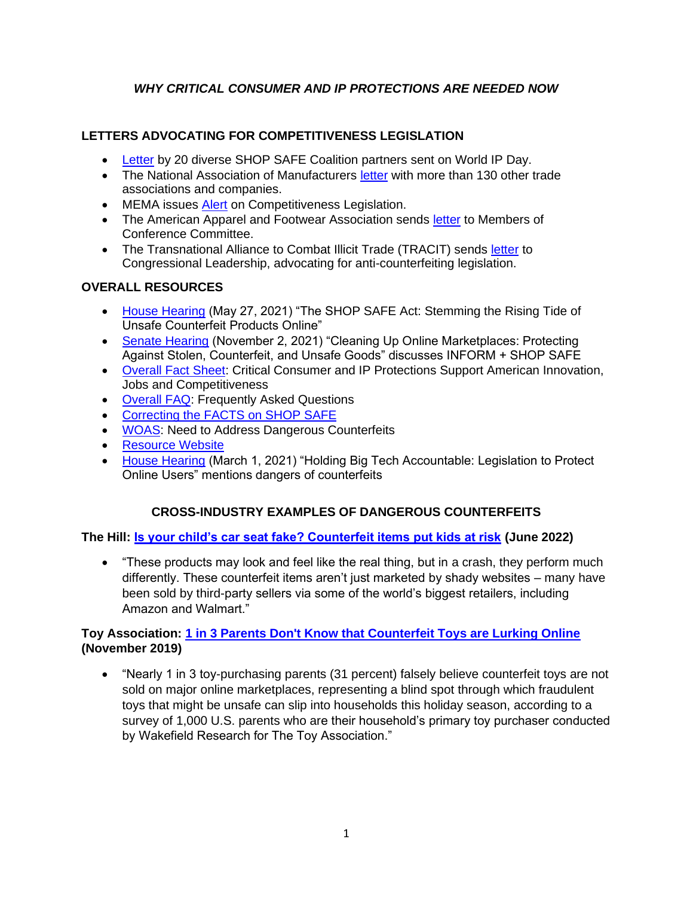# *WHY CRITICAL CONSUMER AND IP PROTECTIONS ARE NEEDED NOW*

## LETTERS ADVOCATING FOR COMPETITIVENESS LEGISLATION

- Letter by 20 diverse SHOP SAFE Coalition partners sent on World IP Day.
- The National Association of Manufacturers letter with more than 130 other trade associations and companies.
- MEMA issues Alert on Competitiveness Legislation.
- The American Apparel and Footwear Association sends letter to Members of Conference Committee.
- The Transnational Alliance to Combat Illicit Trade (TRACIT) sends letter to Congressional Leadership, advocating for anti-counterfeiting legislation.

## OVERALL RESOURCES

- House Hearing (May 27, 2021) "The SHOP SAFE Act: Stemming the Rising Tide of Unsafe Counterfeit Products Online"
- Senate Hearing (November 2, 2021) "Cleaning Up Online Marketplaces: Protecting Against Stolen, Counterfeit, and Unsafe Goods" discusses INFORM + SHOP SAFE
- Overall Fact Sheet: Critical Consumer and IP Protections Support American Innovation, Jobs and Competitiveness
- Overall FAQ: Frequently Asked Questions
- Correcting the FACTS on SHOP SAFE
- WOAS: Need to Address Dangerous Counterfeits
- Resource Website
- House Hearing (March 1, 2021) "Holding Big Tech Accountable: Legislation to Protect Online Users" mentions dangers of counterfeits

## CROSS-INDUSTRY EXAMPLES OF DANGEROUS COUNTERFEITS

**The Hill: Is your child's car seat fake? Counterfeit items put kids at risk (June 2022)**

- "These products may look and feel like the real thing, but in a crash, they perform much differently. These counterfeit items aren't just marketed by shady websites – many have been sold by third-party sellers via some of the world's biggest retailers, including Amazon and Walmart."

**Toy Association: 1 in 3 Parents Don't Know that Counterfeit Toys are Lurking Online (November 2019)**

- "Nearly 1 in 3 toy-purchasing parents (31 percent) falsely believe counterfeit toys are not sold on major online marketplaces, representing a blind spot through which fraudulent toys that might be unsafe can slip into households this holiday season, according to a survey of 1,000 U.S. parents who are their household's primary toy purchaser conducted by Wakefield Research for The Toy Association."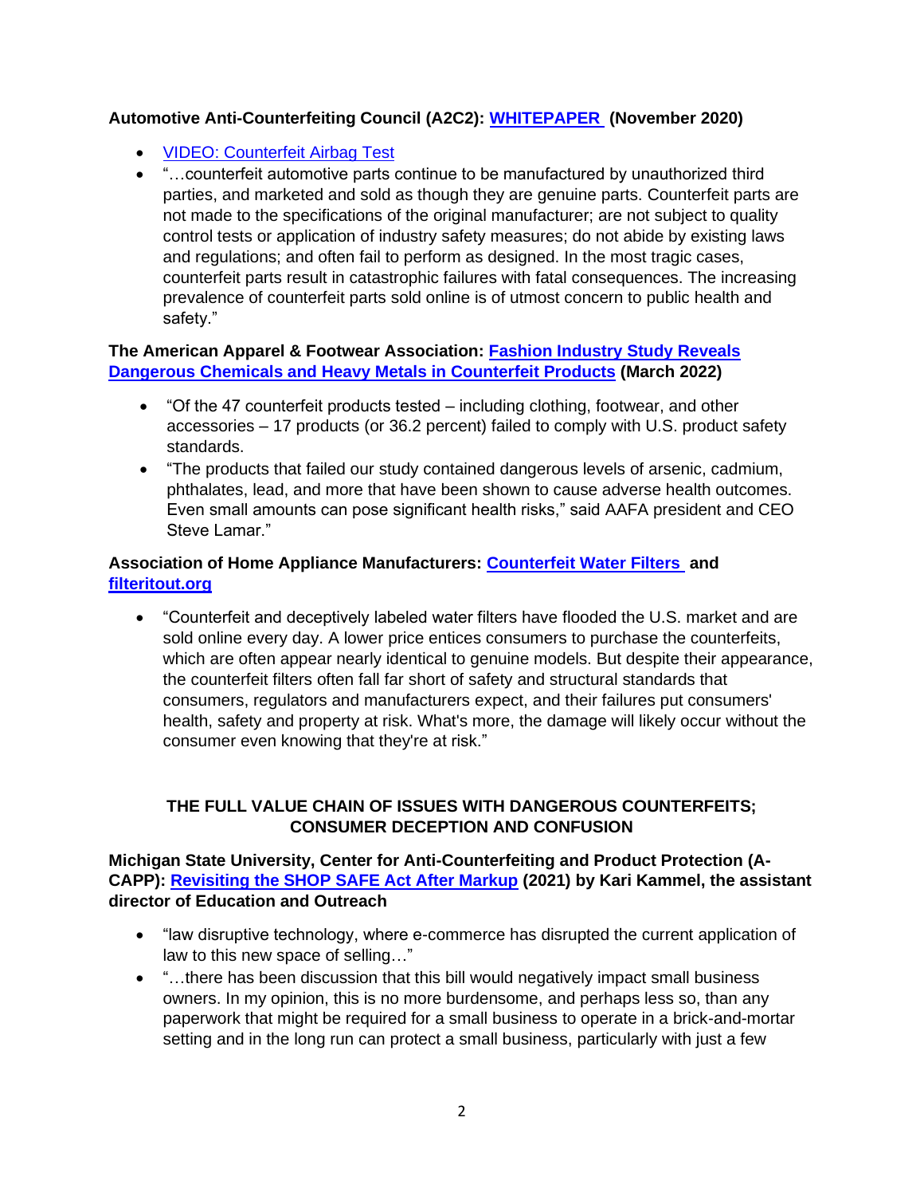**Automotive Anti-Counterfeiting Council (A2C2): WHITEPAPER (November 2020)**

- VIDEO: Counterfeit Airbag Test
- "…counterfeit automotive parts continue to be manufactured by unauthorized third parties, and marketed and sold as though they are genuine parts. Counterfeit parts are not made to the specifications of the original manufacturer; are not subject to quality control tests or application of industry safety measures; do not abide by existing laws and regulations; and often fail to perform as designed. In the most tragic cases, counterfeit parts result in catastrophic failures with fatal consequences. The increasing prevalence of counterfeit parts sold online is of utmost concern to public health and safety."

**The American Apparel & Footwear Association: Fashion Industry Study Reveals Dangerous Chemicals and Heavy Metals in Counterfeit Products (March 2022)**

- "Of the 47 counterfeit products tested – including clothing, footwear, and other accessories – 17 products (or 36.2 percent) failed to comply with U.S. product safety standards.
- "The products that failed our study contained dangerous levels of arsenic, cadmium, phthalates, lead, and more that have been shown to cause adverse health outcomes. Even small amounts can pose significant health risks," said AAFA president and CEO Steve Lamar."

**Association of Home Appliance Manufacturers: Counterfeit Water Filters and filteritout.org**

- "Counterfeit and deceptively labeled water filters have flooded the U.S. market and are sold online every day. A lower price entices consumers to purchase the counterfeits, which are often appear nearly identical to genuine models. But despite their appearance, the counterfeit filters often fall far short of safety and structural standards that consumers, regulators and manufacturers expect, and their failures put consumers' health, safety and property at risk. What's more, the damage will likely occur without the consumer even knowing that they're at risk."

## THE FULL VALUE CHAIN OF ISSUES WITH DANGEROUS COUNTERFEITS; CONSUMER DECEPTION AND CONFUSION

**Michigan State University, Center for Anti-Counterfeiting and Product Protection (A-CAPP): Revisiting the SHOP SAFE Act After Markup (2021) by Kari Kammel, the assistant director of Education and Outreach**

- "law disruptive technology, where e-commerce has disrupted the current application of law to this new space of selling…"
- "…there has been discussion that this bill would negatively impact small business owners. In my opinion, this is no more burdensome, and perhaps less so, than any paperwork that might be required for a small business to operate in a brick-and-mortar setting and in the long run can protect a small business, particularly with just a few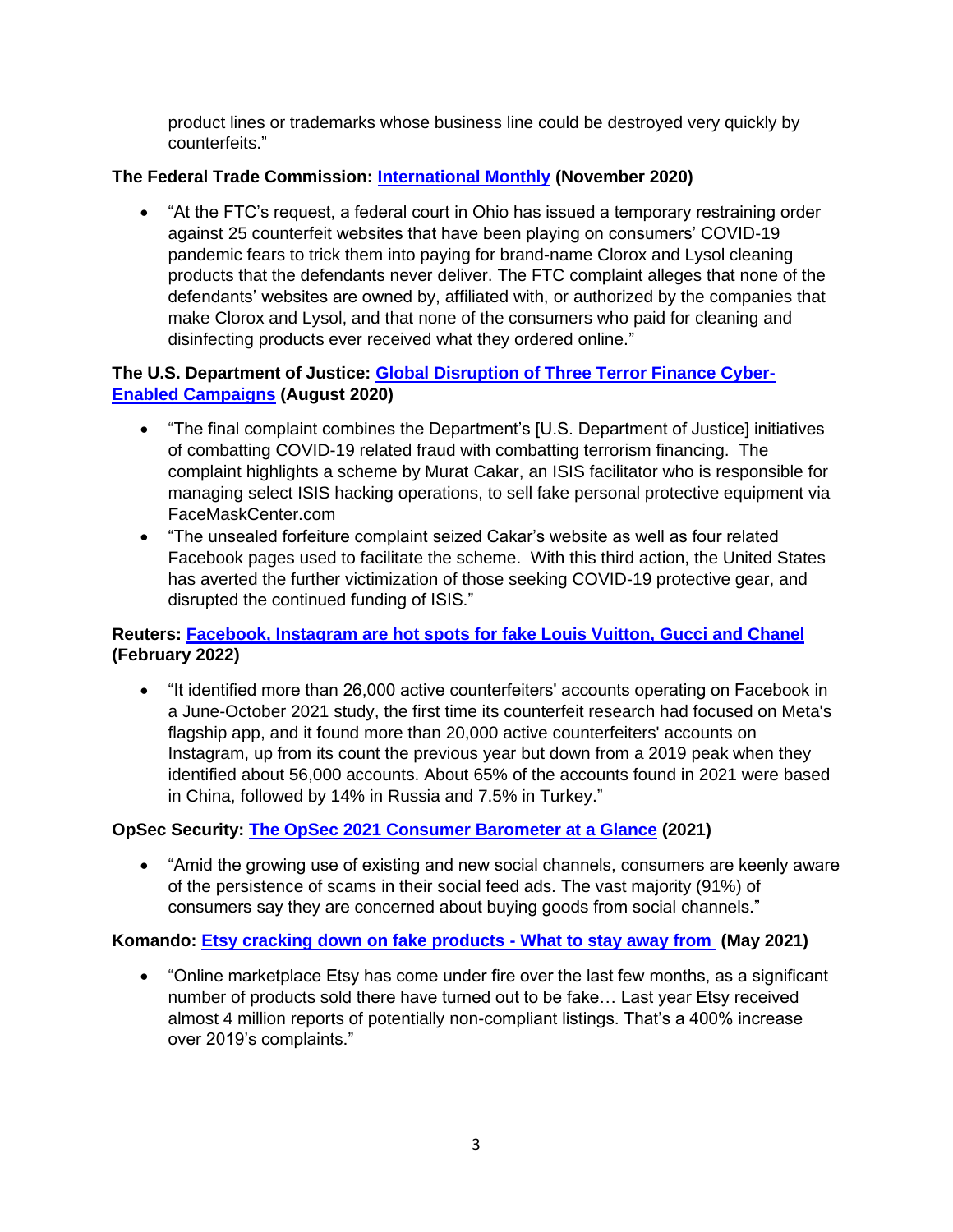product lines or trademarks whose business line could be destroyed very quickly by counterfeits."

**The Federal Trade Commission: International Monthly (November 2020)**

- "At the FTC's request, a federal court in Ohio has issued a temporary restraining order against 25 counterfeit websites that have been playing on consumers' COVID-19 pandemic fears to trick them into paying for brand-name Clorox and Lysol cleaning products that the defendants never deliver. The FTC complaint alleges that none of the defendants' websites are owned by, affiliated with, or authorized by the companies that make Clorox and Lysol, and that none of the consumers who paid for cleaning and disinfecting products ever received what they ordered online."

**The U.S. Department of Justice: Global Disruption of Three Terror Finance Cyber-Enabled Campaigns (August 2020)**

- "The final complaint combines the Department's [U.S. Department of Justice] initiatives of combatting COVID-19 related fraud with combatting terrorism financing. The complaint highlights a scheme by Murat Cakar, an ISIS facilitator who is responsible for managing select ISIS hacking operations, to sell fake personal protective equipment via FaceMaskCenter.com
- "The unsealed forfeiture complaint seized Cakar's website as well as four related Facebook pages used to facilitate the scheme. With this third action, the United States has averted the further victimization of those seeking COVID-19 protective gear, and disrupted the continued funding of ISIS."

**Reuters: Facebook, Instagram are hot spots for fake Louis Vuitton, Gucci and Chanel (February 2022)**

- "It identified more than 26,000 active counterfeiters' accounts operating on Facebook in a June-October 2021 study, the first time its counterfeit research had focused on Meta's flagship app, and it found more than 20,000 active counterfeiters' accounts on Instagram, up from its count the previous year but down from a 2019 peak when they identified about 56,000 accounts. About 65% of the accounts found in 2021 were based in China, followed by 14% in Russia and 7.5% in Turkey."

**OpSec Security: The OpSec 2021 Consumer Barometer at a Glance (2021)**

- "Amid the growing use of existing and new social channels, consumers are keenly aware of the persistence of scams in their social feed ads. The vast majority (91%) of consumers say they are concerned about buying goods from social channels."

**Komando: Etsy cracking down on fake products - What to stay away from (May 2021)**

- "Online marketplace Etsy has come under fire over the last few months, as a significant number of products sold there have turned out to be fake… Last year Etsy received almost 4 million reports of potentially non-compliant listings. That's a 400% increase over 2019's complaints."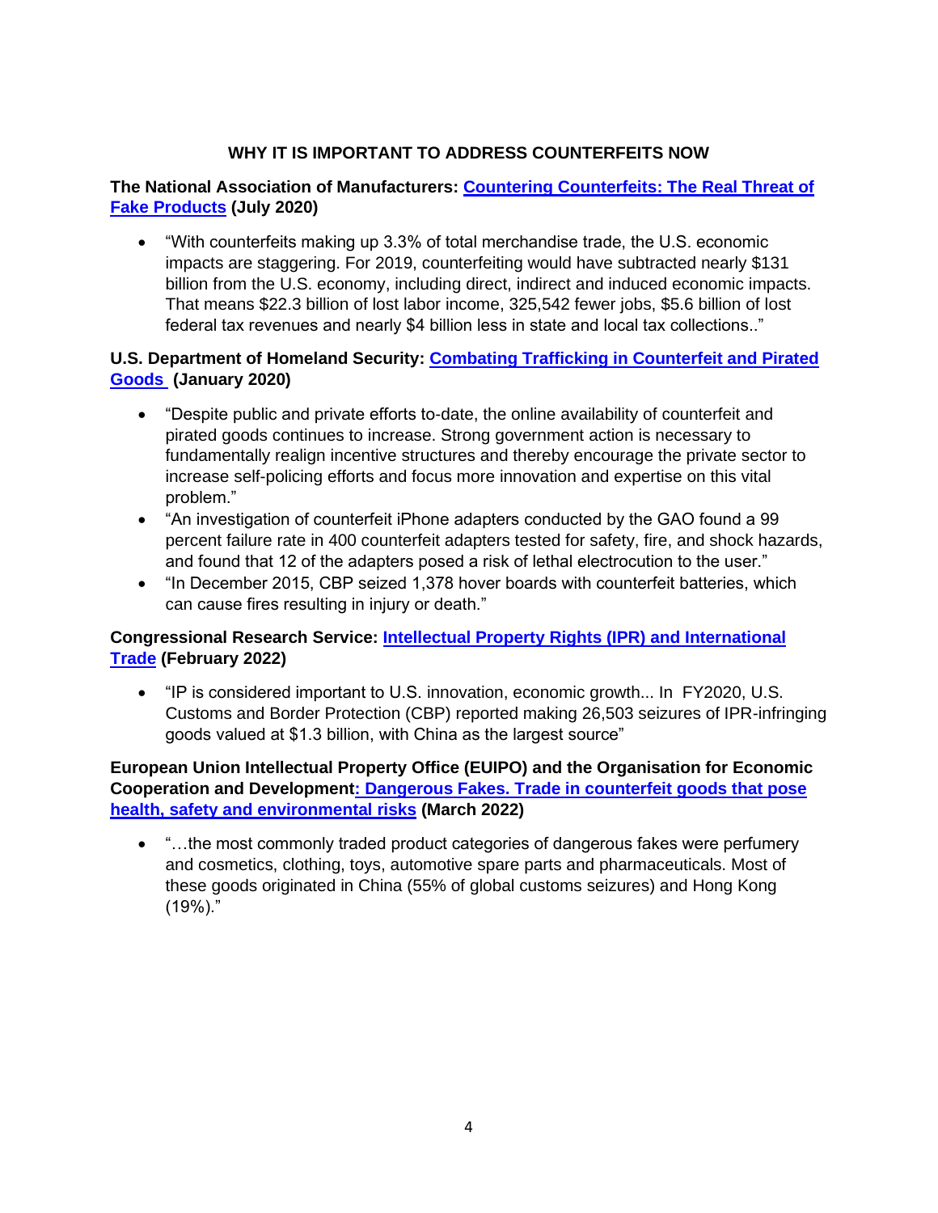## WHY IT IS IMPORTANT TO ADDRESS COUNTERFEITS NOW

**The National Association of Manufacturers: Countering Counterfeits: The Real Threat of Fake Products (July 2020)**

- "With counterfeits making up 3.3% of total merchandise trade, the U.S. economic impacts are staggering. For 2019, counterfeiting would have subtracted nearly $131 billion from the U.S. economy, including direct, indirect and induced economic impacts. That means $22.3 billion of lost labor income, 325,542 fewer jobs, $5.6 billion of lost federal tax revenues and nearly $4 billion less in state and local tax collections.."

**U.S. Department of Homeland Security: Combating Trafficking in Counterfeit and Pirated Goods (January 2020)**

- "Despite public and private efforts to-date, the online availability of counterfeit and pirated goods continues to increase. Strong government action is necessary to fundamentally realign incentive structures and thereby encourage the private sector to increase self-policing efforts and focus more innovation and expertise on this vital problem."
- "An investigation of counterfeit iPhone adapters conducted by the GAO found a 99 percent failure rate in 400 counterfeit adapters tested for safety, fire, and shock hazards, and found that 12 of the adapters posed a risk of lethal electrocution to the user."
- "In December 2015, CBP seized 1,378 hover boards with counterfeit batteries, which can cause fires resulting in injury or death."

**Congressional Research Service: Intellectual Property Rights (IPR) and International Trade (February 2022)**

- "IP is considered important to U.S. innovation, economic growth... In FY2020, U.S. Customs and Border Protection (CBP) reported making 26,503 seizures of IPR-infringing goods valued at $1.3 billion, with China as the largest source"

**European Union Intellectual Property Office (EUIPO) and the Organisation for Economic Cooperation and Development: Dangerous Fakes. Trade in counterfeit goods that pose health, safety and environmental risks (March 2022)**

- "…the most commonly traded product categories of dangerous fakes were perfumery and cosmetics, clothing, toys, automotive spare parts and pharmaceuticals. Most of these goods originated in China (55% of global customs seizures) and Hong Kong (19%)."